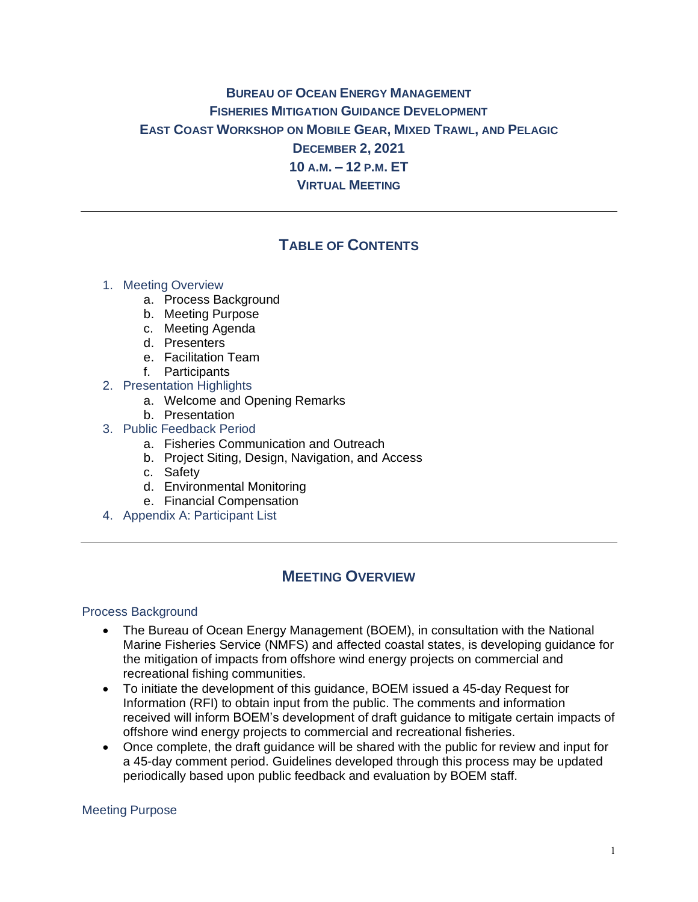# BUREAU OF OCEAN ENERGY MANAGEMENT
# FISHERIES MITIGATION GUIDANCE DEVELOPMENT
# EAST COAST WORKSHOP ON MOBILE GEAR, MIXED TRAWL, AND PELAGIC
# DECEMBER 2, 2021
# 10 A.M. – 12 P.M. ET
# VIRTUAL MEETING

---

## TABLE OF CONTENTS

1. Meeting Overview
    a. Process Background
    b. Meeting Purpose
    c. Meeting Agenda
    d. Presenters
    e. Facilitation Team
    f. Participants
2. Presentation Highlights
    a. Welcome and Opening Remarks
    b. Presentation
3. Public Feedback Period
    a. Fisheries Communication and Outreach
    b. Project Siting, Design, Navigation, and Access
    c. Safety
    d. Environmental Monitoring
    e. Financial Compensation
4. Appendix A: Participant List

---

## MEETING OVERVIEW

### Process Background

- The Bureau of Ocean Energy Management (BOEM), in consultation with the National Marine Fisheries Service (NMFS) and affected coastal states, is developing guidance for the mitigation of impacts from offshore wind energy projects on commercial and recreational fishing communities.
- To initiate the development of this guidance, BOEM issued a 45-day Request for Information (RFI) to obtain input from the public. The comments and information received will inform BOEM's development of draft guidance to mitigate certain impacts of offshore wind energy projects to commercial and recreational fisheries.
- Once complete, the draft guidance will be shared with the public for review and input for a 45-day comment period. Guidelines developed through this process may be updated periodically based upon public feedback and evaluation by BOEM staff.

### Meeting Purpose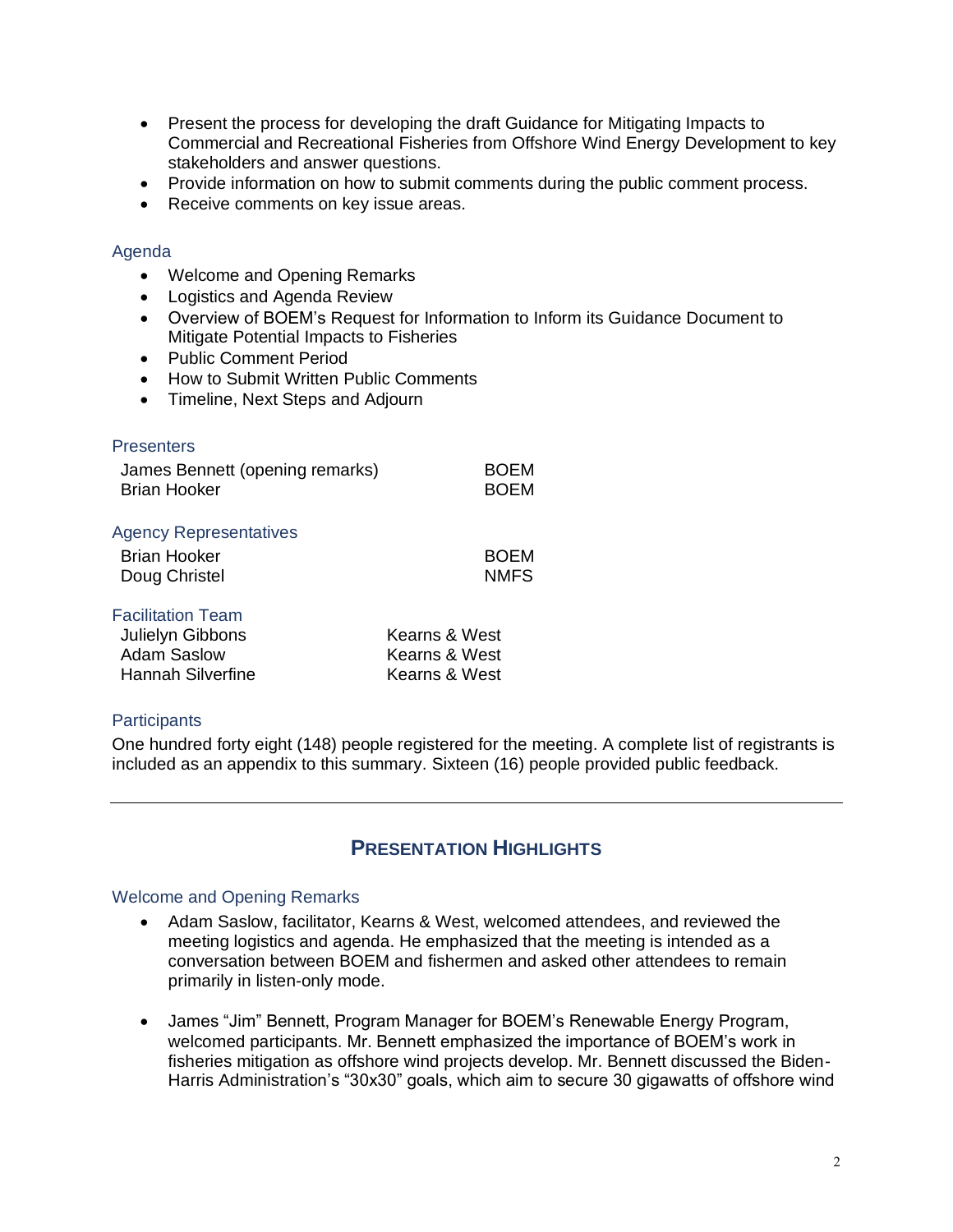- Present the process for developing the draft Guidance for Mitigating Impacts to Commercial and Recreational Fisheries from Offshore Wind Energy Development to key stakeholders and answer questions.
- Provide information on how to submit comments during the public comment process.
- Receive comments on key issue areas.

### Agenda

- Welcome and Opening Remarks
- Logistics and Agenda Review
- Overview of BOEM's Request for Information to Inform its Guidance Document to Mitigate Potential Impacts to Fisheries
- Public Comment Period
- How to Submit Written Public Comments
- Timeline, Next Steps and Adjourn

### Presenters

| | |
|---|---|
| James Bennett (opening remarks) | BOEM |
| Brian Hooker | BOEM |

### Agency Representatives

| | |
|---|---|
| Brian Hooker | BOEM |
| Doug Christel | NMFS |

### Facilitation Team

| | |
|---|---|
| Julielyn Gibbons | Kearns & West |
| Adam Saslow | Kearns & West |
| Hannah Silverfine | Kearns & West |

### Participants

One hundred forty eight (148) people registered for the meeting. A complete list of registrants is included as an appendix to this summary. Sixteen (16) people provided public feedback.

---

## PRESENTATION HIGHLIGHTS

### Welcome and Opening Remarks

- Adam Saslow, facilitator, Kearns & West, welcomed attendees, and reviewed the meeting logistics and agenda. He emphasized that the meeting is intended as a conversation between BOEM and fishermen and asked other attendees to remain primarily in listen-only mode.

- James "Jim" Bennett, Program Manager for BOEM's Renewable Energy Program, welcomed participants. Mr. Bennett emphasized the importance of BOEM's work in fisheries mitigation as offshore wind projects develop. Mr. Bennett discussed the Biden-Harris Administration's "30x30" goals, which aim to secure 30 gigawatts of offshore wind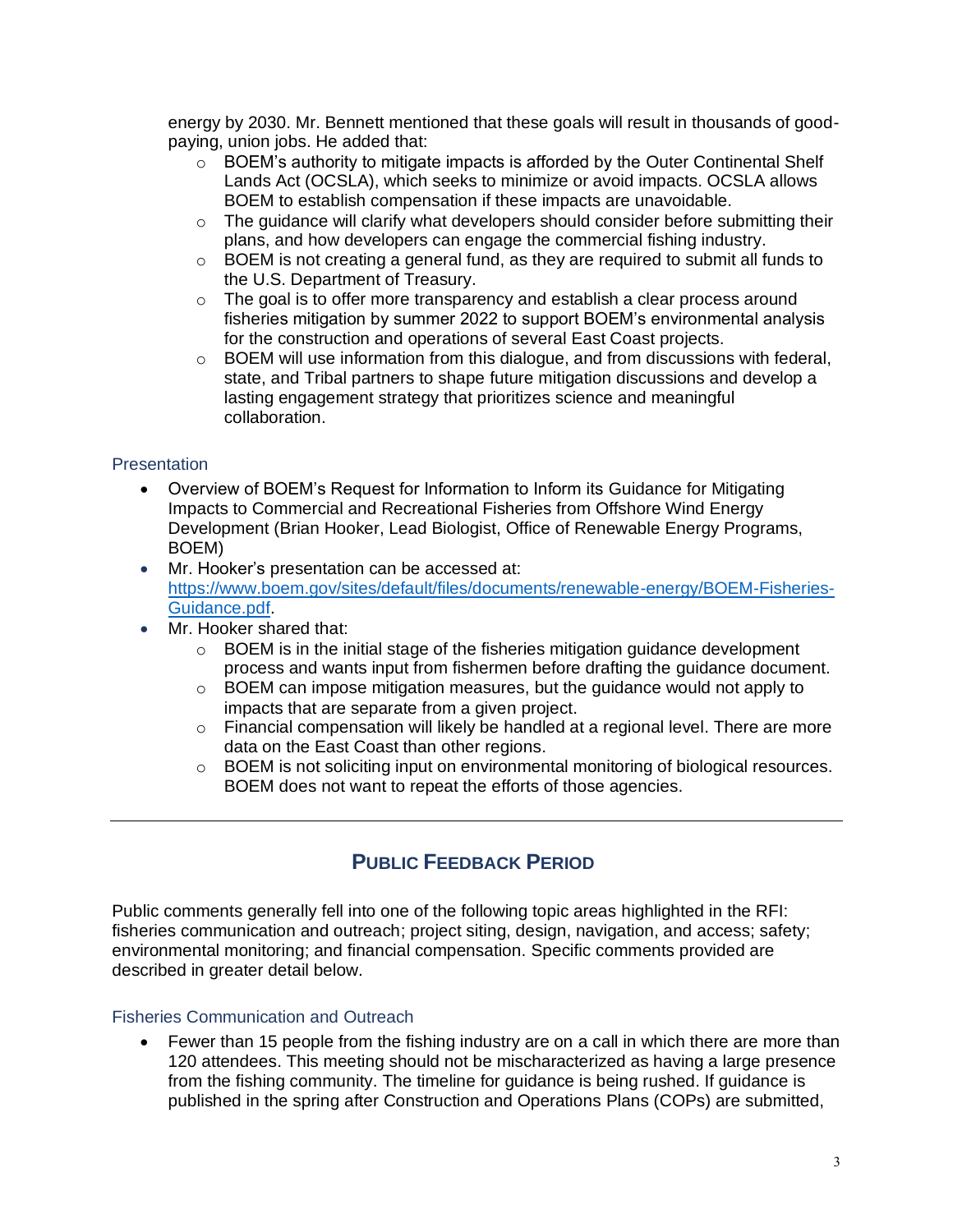energy by 2030. Mr. Bennett mentioned that these goals will result in thousands of good-paying, union jobs. He added that:

- BOEM's authority to mitigate impacts is afforded by the Outer Continental Shelf Lands Act (OCSLA), which seeks to minimize or avoid impacts. OCSLA allows BOEM to establish compensation if these impacts are unavoidable.
- The guidance will clarify what developers should consider before submitting their plans, and how developers can engage the commercial fishing industry.
- BOEM is not creating a general fund, as they are required to submit all funds to the U.S. Department of Treasury.
- The goal is to offer more transparency and establish a clear process around fisheries mitigation by summer 2022 to support BOEM's environmental analysis for the construction and operations of several East Coast projects.
- BOEM will use information from this dialogue, and from discussions with federal, state, and Tribal partners to shape future mitigation discussions and develop a lasting engagement strategy that prioritizes science and meaningful collaboration.

### Presentation

- Overview of BOEM's Request for Information to Inform its Guidance for Mitigating Impacts to Commercial and Recreational Fisheries from Offshore Wind Energy Development (Brian Hooker, Lead Biologist, Office of Renewable Energy Programs, BOEM)
- Mr. Hooker's presentation can be accessed at: [https://www.boem.gov/sites/default/files/documents/renewable-energy/BOEM-Fisheries-Guidance.pdf](https://www.boem.gov/sites/default/files/documents/renewable-energy/BOEM-Fisheries-Guidance.pdf).
- Mr. Hooker shared that:
  - BOEM is in the initial stage of the fisheries mitigation guidance development process and wants input from fishermen before drafting the guidance document.
  - BOEM can impose mitigation measures, but the guidance would not apply to impacts that are separate from a given project.
  - Financial compensation will likely be handled at a regional level. There are more data on the East Coast than other regions.
  - BOEM is not soliciting input on environmental monitoring of biological resources. BOEM does not want to repeat the efforts of those agencies.

---

## PUBLIC FEEDBACK PERIOD

Public comments generally fell into one of the following topic areas highlighted in the RFI: fisheries communication and outreach; project siting, design, navigation, and access; safety; environmental monitoring; and financial compensation. Specific comments provided are described in greater detail below.

### Fisheries Communication and Outreach

- Fewer than 15 people from the fishing industry are on a call in which there are more than 120 attendees. This meeting should not be mischaracterized as having a large presence from the fishing community. The timeline for guidance is being rushed. If guidance is published in the spring after Construction and Operations Plans (COPs) are submitted,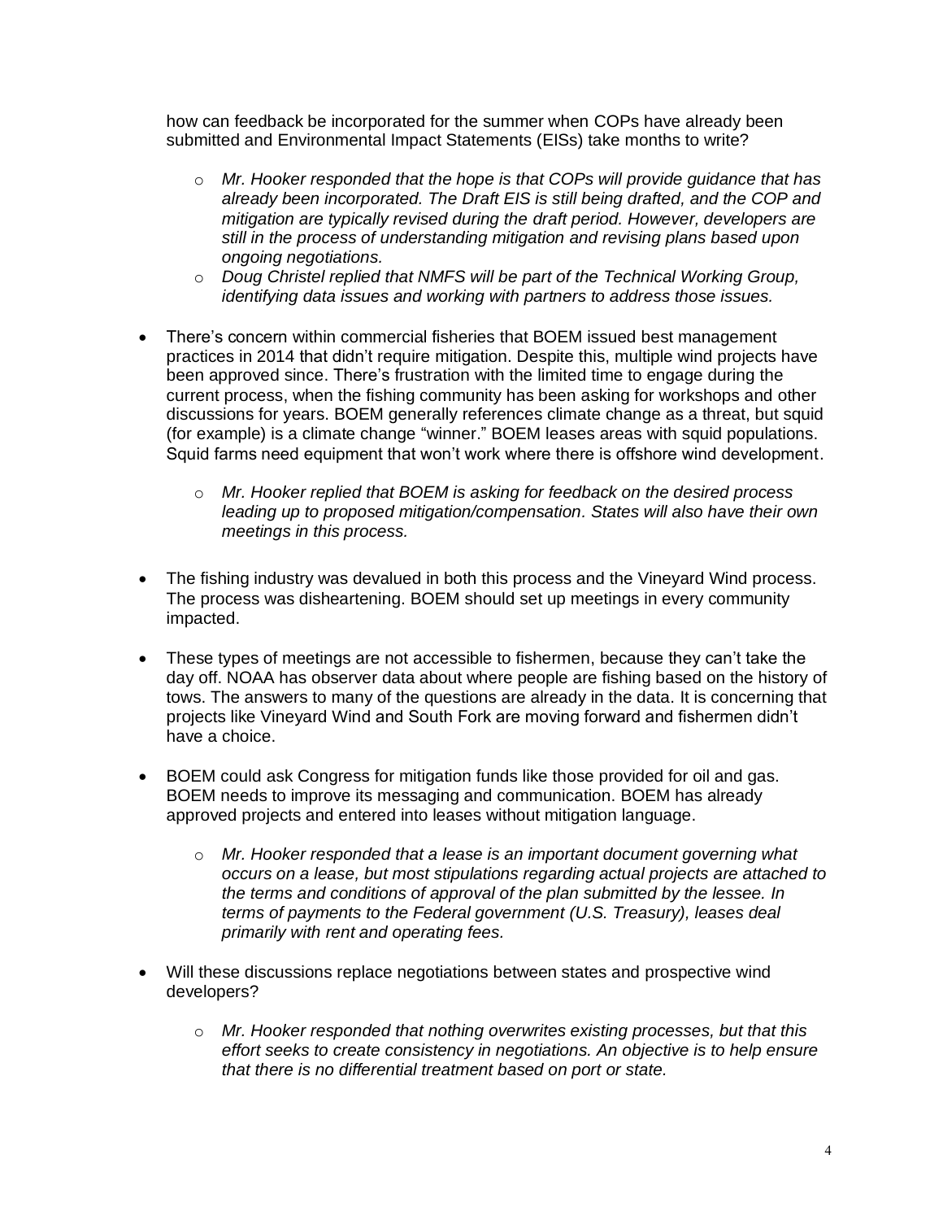how can feedback be incorporated for the summer when COPs have already been submitted and Environmental Impact Statements (EISs) take months to write?

  - *Mr. Hooker responded that the hope is that COPs will provide guidance that has already been incorporated. The Draft EIS is still being drafted, and the COP and mitigation are typically revised during the draft period. However, developers are still in the process of understanding mitigation and revising plans based upon ongoing negotiations.*
  - *Doug Christel replied that NMFS will be part of the Technical Working Group, identifying data issues and working with partners to address those issues.*

- There's concern within commercial fisheries that BOEM issued best management practices in 2014 that didn't require mitigation. Despite this, multiple wind projects have been approved since. There's frustration with the limited time to engage during the current process, when the fishing community has been asking for workshops and other discussions for years. BOEM generally references climate change as a threat, but squid (for example) is a climate change "winner." BOEM leases areas with squid populations. Squid farms need equipment that won't work where there is offshore wind development.

  - *Mr. Hooker replied that BOEM is asking for feedback on the desired process leading up to proposed mitigation/compensation. States will also have their own meetings in this process.*

- The fishing industry was devalued in both this process and the Vineyard Wind process. The process was disheartening. BOEM should set up meetings in every community impacted.

- These types of meetings are not accessible to fishermen, because they can't take the day off. NOAA has observer data about where people are fishing based on the history of tows. The answers to many of the questions are already in the data. It is concerning that projects like Vineyard Wind and South Fork are moving forward and fishermen didn't have a choice.

- BOEM could ask Congress for mitigation funds like those provided for oil and gas. BOEM needs to improve its messaging and communication. BOEM has already approved projects and entered into leases without mitigation language.

  - *Mr. Hooker responded that a lease is an important document governing what occurs on a lease, but most stipulations regarding actual projects are attached to the terms and conditions of approval of the plan submitted by the lessee. In terms of payments to the Federal government (U.S. Treasury), leases deal primarily with rent and operating fees.*

- Will these discussions replace negotiations between states and prospective wind developers?

  - *Mr. Hooker responded that nothing overwrites existing processes, but that this effort seeks to create consistency in negotiations. An objective is to help ensure that there is no differential treatment based on port or state.*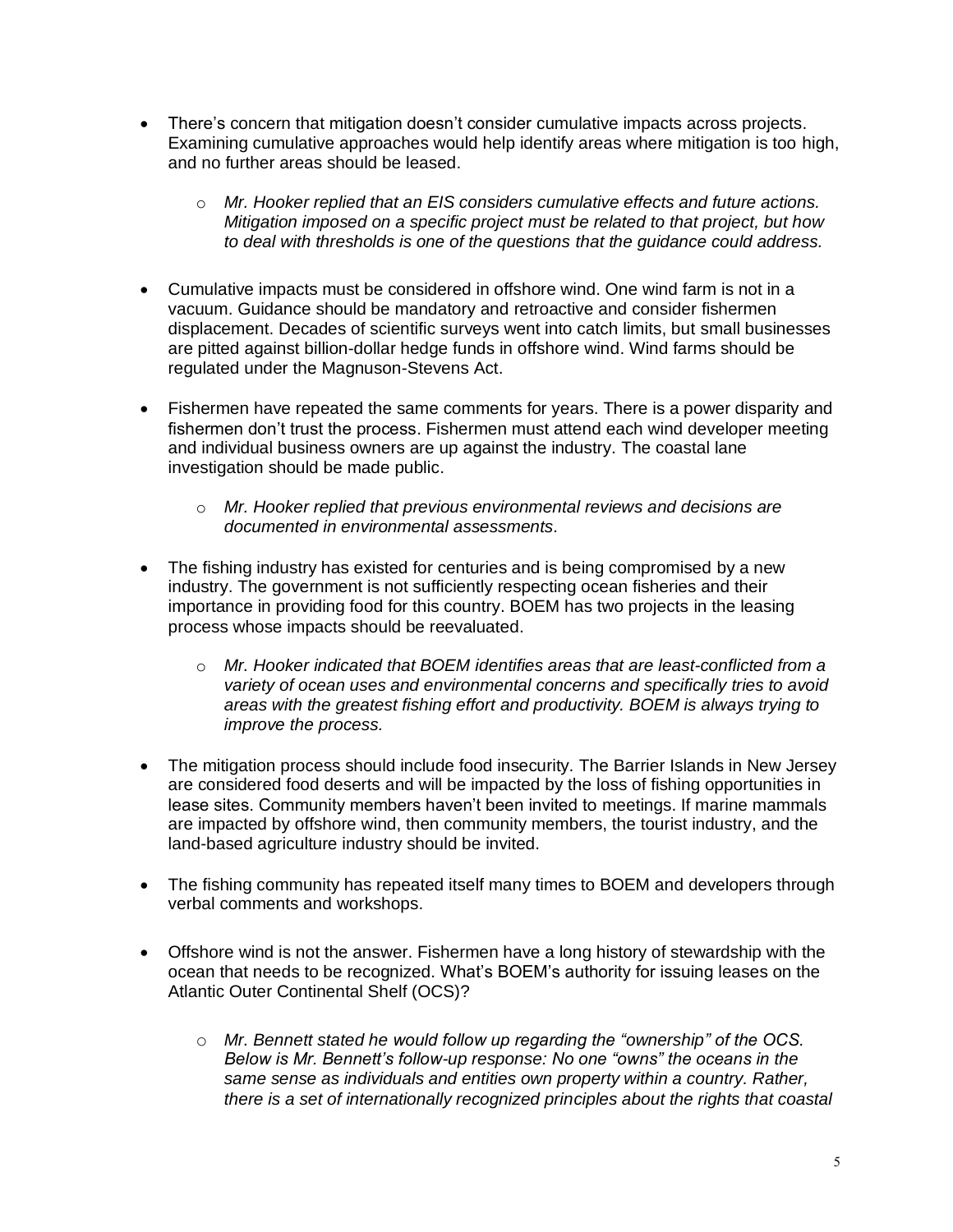- There's concern that mitigation doesn't consider cumulative impacts across projects. Examining cumulative approaches would help identify areas where mitigation is too high, and no further areas should be leased.

    - *Mr. Hooker replied that an EIS considers cumulative effects and future actions. Mitigation imposed on a specific project must be related to that project, but how to deal with thresholds is one of the questions that the guidance could address.*

- Cumulative impacts must be considered in offshore wind. One wind farm is not in a vacuum. Guidance should be mandatory and retroactive and consider fishermen displacement. Decades of scientific surveys went into catch limits, but small businesses are pitted against billion-dollar hedge funds in offshore wind. Wind farms should be regulated under the Magnuson-Stevens Act.

- Fishermen have repeated the same comments for years. There is a power disparity and fishermen don't trust the process. Fishermen must attend each wind developer meeting and individual business owners are up against the industry. The coastal lane investigation should be made public.

    - *Mr. Hooker replied that previous environmental reviews and decisions are documented in environmental assessments.*

- The fishing industry has existed for centuries and is being compromised by a new industry. The government is not sufficiently respecting ocean fisheries and their importance in providing food for this country. BOEM has two projects in the leasing process whose impacts should be reevaluated.

    - *Mr. Hooker indicated that BOEM identifies areas that are least-conflicted from a variety of ocean uses and environmental concerns and specifically tries to avoid areas with the greatest fishing effort and productivity. BOEM is always trying to improve the process.*

- The mitigation process should include food insecurity. The Barrier Islands in New Jersey are considered food deserts and will be impacted by the loss of fishing opportunities in lease sites. Community members haven't been invited to meetings. If marine mammals are impacted by offshore wind, then community members, the tourist industry, and the land-based agriculture industry should be invited.

- The fishing community has repeated itself many times to BOEM and developers through verbal comments and workshops.

- Offshore wind is not the answer. Fishermen have a long history of stewardship with the ocean that needs to be recognized. What's BOEM's authority for issuing leases on the Atlantic Outer Continental Shelf (OCS)?

    - *Mr. Bennett stated he would follow up regarding the "ownership" of the OCS. Below is Mr. Bennett's follow-up response: No one "owns" the oceans in the same sense as individuals and entities own property within a country. Rather, there is a set of internationally recognized principles about the rights that coastal*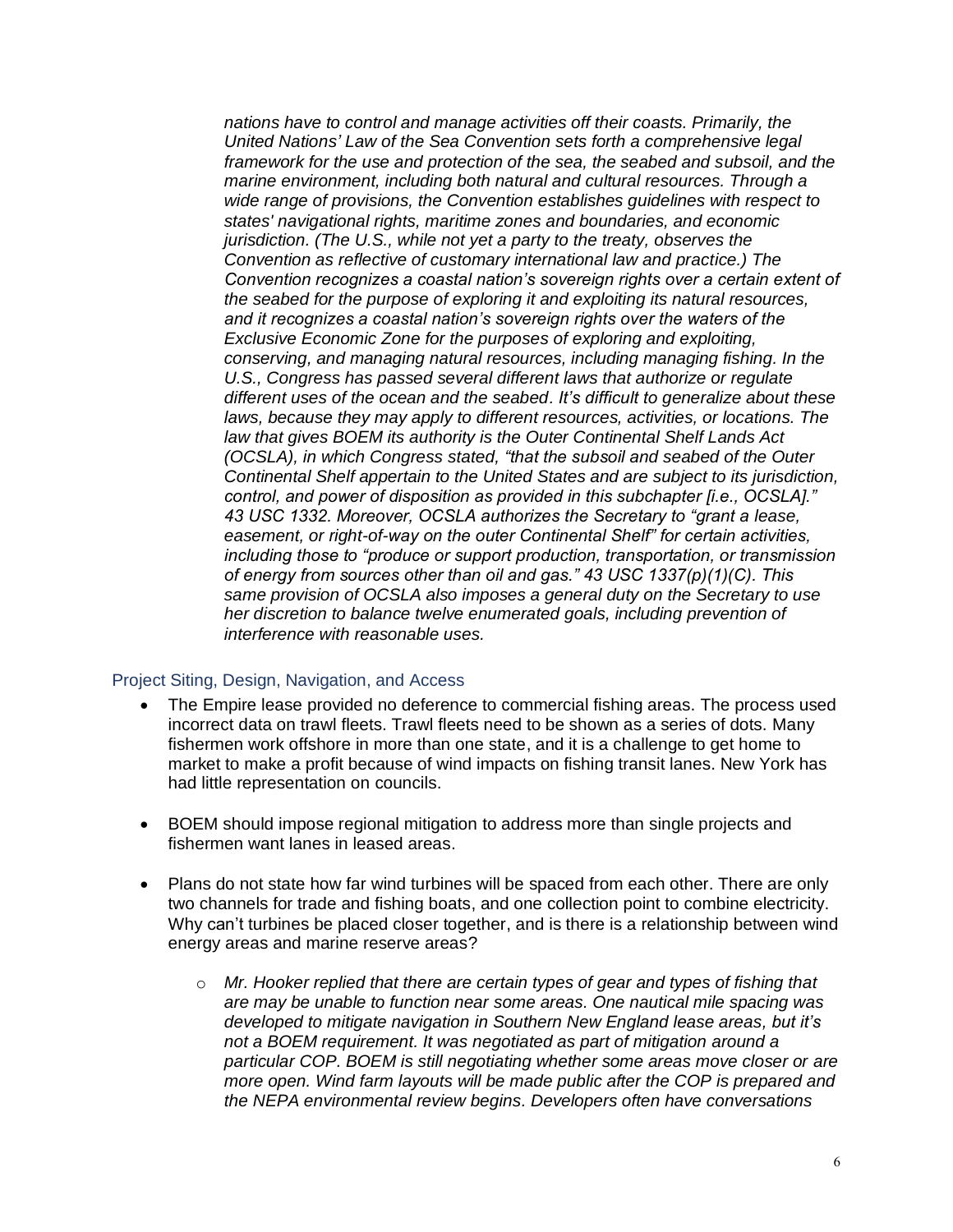*nations have to control and manage activities off their coasts. Primarily, the United Nations' Law of the Sea Convention sets forth a comprehensive legal framework for the use and protection of the sea, the seabed and subsoil, and the marine environment, including both natural and cultural resources. Through a wide range of provisions, the Convention establishes guidelines with respect to states' navigational rights, maritime zones and boundaries, and economic jurisdiction. (The U.S., while not yet a party to the treaty, observes the Convention as reflective of customary international law and practice.) The Convention recognizes a coastal nation's sovereign rights over a certain extent of the seabed for the purpose of exploring it and exploiting its natural resources, and it recognizes a coastal nation's sovereign rights over the waters of the Exclusive Economic Zone for the purposes of exploring and exploiting, conserving, and managing natural resources, including managing fishing. In the U.S., Congress has passed several different laws that authorize or regulate different uses of the ocean and the seabed. It's difficult to generalize about these laws, because they may apply to different resources, activities, or locations. The law that gives BOEM its authority is the Outer Continental Shelf Lands Act (OCSLA), in which Congress stated, "that the subsoil and seabed of the Outer Continental Shelf appertain to the United States and are subject to its jurisdiction, control, and power of disposition as provided in this subchapter [i.e., OCSLA]." 43 USC 1332. Moreover, OCSLA authorizes the Secretary to "grant a lease, easement, or right-of-way on the outer Continental Shelf" for certain activities, including those to "produce or support production, transportation, or transmission of energy from sources other than oil and gas." 43 USC 1337(p)(1)(C). This same provision of OCSLA also imposes a general duty on the Secretary to use her discretion to balance twelve enumerated goals, including prevention of interference with reasonable uses.*

## Project Siting, Design, Navigation, and Access

- The Empire lease provided no deference to commercial fishing areas. The process used incorrect data on trawl fleets. Trawl fleets need to be shown as a series of dots. Many fishermen work offshore in more than one state, and it is a challenge to get home to market to make a profit because of wind impacts on fishing transit lanes. New York has had little representation on councils.

- BOEM should impose regional mitigation to address more than single projects and fishermen want lanes in leased areas.

- Plans do not state how far wind turbines will be spaced from each other. There are only two channels for trade and fishing boats, and one collection point to combine electricity. Why can't turbines be placed closer together, and is there is a relationship between wind energy areas and marine reserve areas?

    - *Mr. Hooker replied that there are certain types of gear and types of fishing that are may be unable to function near some areas. One nautical mile spacing was developed to mitigate navigation in Southern New England lease areas, but it's not a BOEM requirement. It was negotiated as part of mitigation around a particular COP. BOEM is still negotiating whether some areas move closer or are more open. Wind farm layouts will be made public after the COP is prepared and the NEPA environmental review begins. Developers often have conversations*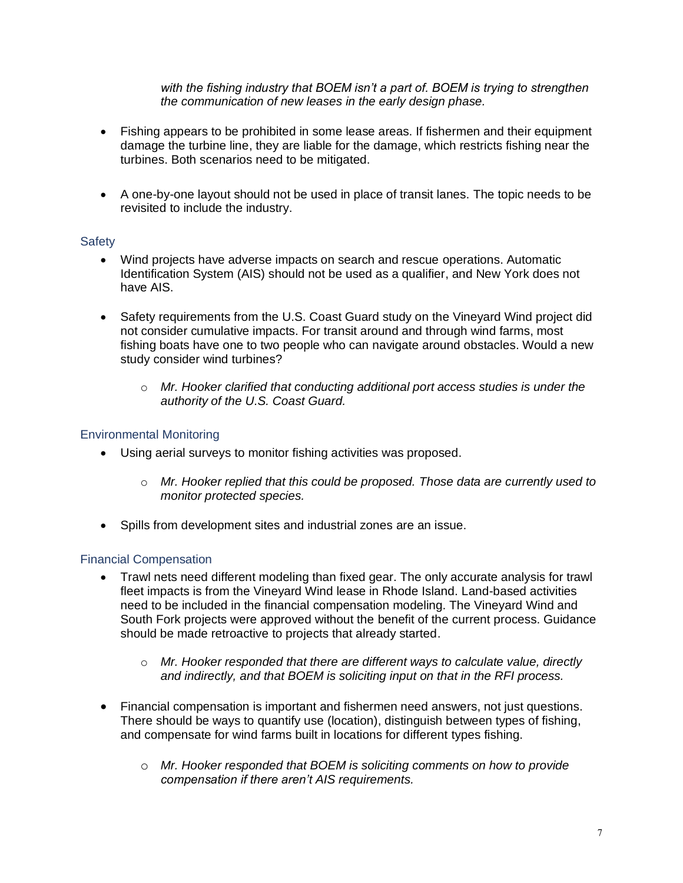*with the fishing industry that BOEM isn't a part of. BOEM is trying to strengthen the communication of new leases in the early design phase.*

- Fishing appears to be prohibited in some lease areas. If fishermen and their equipment damage the turbine line, they are liable for the damage, which restricts fishing near the turbines. Both scenarios need to be mitigated.

- A one-by-one layout should not be used in place of transit lanes. The topic needs to be revisited to include the industry.

### Safety

- Wind projects have adverse impacts on search and rescue operations. Automatic Identification System (AIS) should not be used as a qualifier, and New York does not have AIS.

- Safety requirements from the U.S. Coast Guard study on the Vineyard Wind project did not consider cumulative impacts. For transit around and through wind farms, most fishing boats have one to two people who can navigate around obstacles. Would a new study consider wind turbines?
    - *Mr. Hooker clarified that conducting additional port access studies is under the authority of the U.S. Coast Guard.*

### Environmental Monitoring

- Using aerial surveys to monitor fishing activities was proposed.
    - *Mr. Hooker replied that this could be proposed. Those data are currently used to monitor protected species.*

- Spills from development sites and industrial zones are an issue.

### Financial Compensation

- Trawl nets need different modeling than fixed gear. The only accurate analysis for trawl fleet impacts is from the Vineyard Wind lease in Rhode Island. Land-based activities need to be included in the financial compensation modeling. The Vineyard Wind and South Fork projects were approved without the benefit of the current process. Guidance should be made retroactive to projects that already started.
    - *Mr. Hooker responded that there are different ways to calculate value, directly and indirectly, and that BOEM is soliciting input on that in the RFI process.*

- Financial compensation is important and fishermen need answers, not just questions. There should be ways to quantify use (location), distinguish between types of fishing, and compensate for wind farms built in locations for different types fishing.
    - *Mr. Hooker responded that BOEM is soliciting comments on how to provide compensation if there aren't AIS requirements.*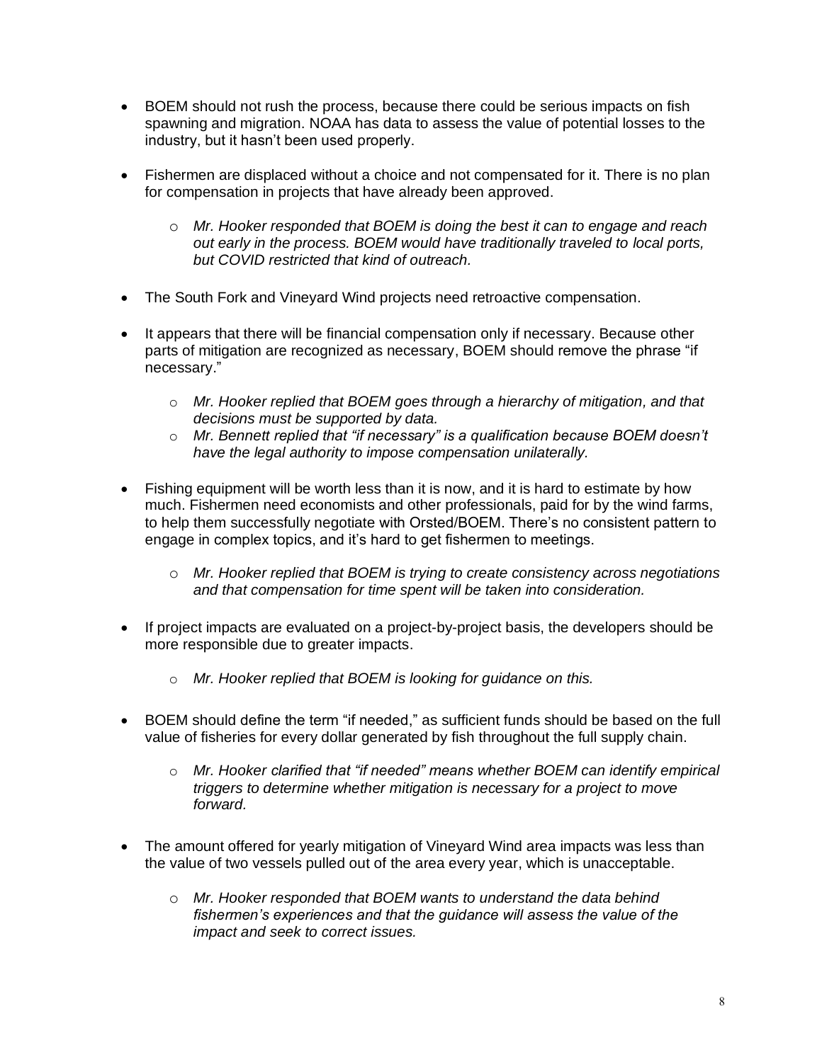- BOEM should not rush the process, because there could be serious impacts on fish spawning and migration. NOAA has data to assess the value of potential losses to the industry, but it hasn't been used properly.

- Fishermen are displaced without a choice and not compensated for it. There is no plan for compensation in projects that have already been approved.

    - *Mr. Hooker responded that BOEM is doing the best it can to engage and reach out early in the process. BOEM would have traditionally traveled to local ports, but COVID restricted that kind of outreach.*

- The South Fork and Vineyard Wind projects need retroactive compensation.

- It appears that there will be financial compensation only if necessary. Because other parts of mitigation are recognized as necessary, BOEM should remove the phrase "if necessary."

    - *Mr. Hooker replied that BOEM goes through a hierarchy of mitigation, and that decisions must be supported by data.*
    - *Mr. Bennett replied that "if necessary" is a qualification because BOEM doesn't have the legal authority to impose compensation unilaterally.*

- Fishing equipment will be worth less than it is now, and it is hard to estimate by how much. Fishermen need economists and other professionals, paid for by the wind farms, to help them successfully negotiate with Orsted/BOEM. There's no consistent pattern to engage in complex topics, and it's hard to get fishermen to meetings.

    - *Mr. Hooker replied that BOEM is trying to create consistency across negotiations and that compensation for time spent will be taken into consideration.*

- If project impacts are evaluated on a project-by-project basis, the developers should be more responsible due to greater impacts.

    - *Mr. Hooker replied that BOEM is looking for guidance on this.*

- BOEM should define the term "if needed," as sufficient funds should be based on the full value of fisheries for every dollar generated by fish throughout the full supply chain.

    - *Mr. Hooker clarified that "if needed" means whether BOEM can identify empirical triggers to determine whether mitigation is necessary for a project to move forward.*

- The amount offered for yearly mitigation of Vineyard Wind area impacts was less than the value of two vessels pulled out of the area every year, which is unacceptable.

    - *Mr. Hooker responded that BOEM wants to understand the data behind fishermen's experiences and that the guidance will assess the value of the impact and seek to correct issues.*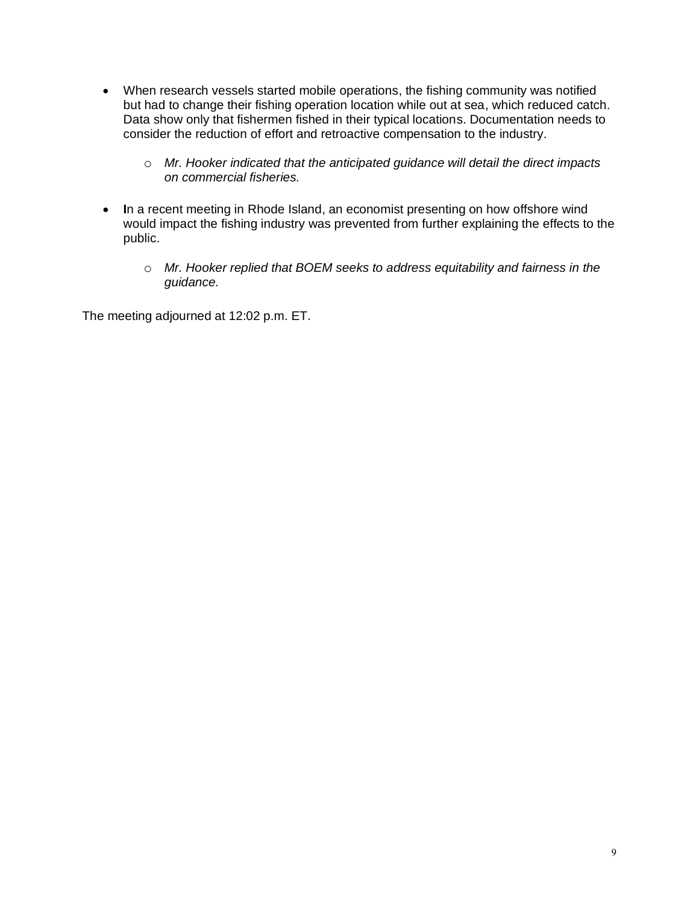- When research vessels started mobile operations, the fishing community was notified but had to change their fishing operation location while out at sea, which reduced catch. Data show only that fishermen fished in their typical locations. Documentation needs to consider the reduction of effort and retroactive compensation to the industry.
  - *Mr. Hooker indicated that the anticipated guidance will detail the direct impacts on commercial fisheries.*
- **I**n a recent meeting in Rhode Island, an economist presenting on how offshore wind would impact the fishing industry was prevented from further explaining the effects to the public.
  - *Mr. Hooker replied that BOEM seeks to address equitability and fairness in the guidance.*

The meeting adjourned at 12:02 p.m. ET.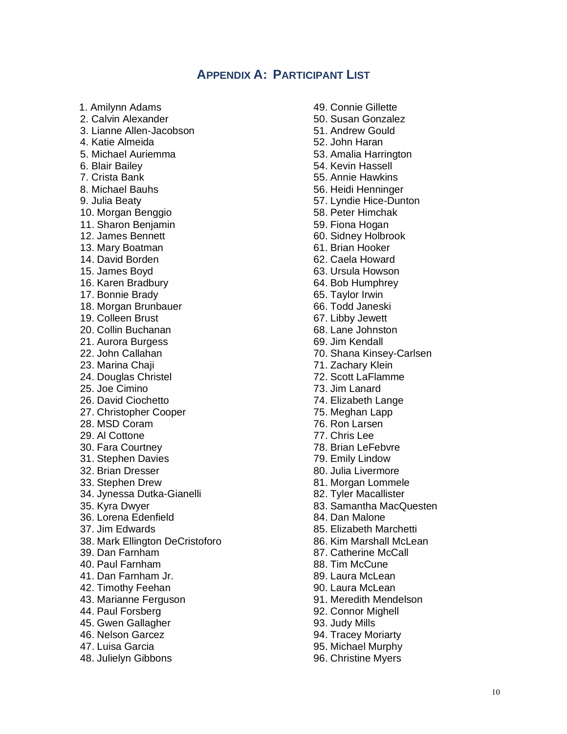## Appendix A: Participant List

1. Amilynn Adams
2. Calvin Alexander
3. Lianne Allen-Jacobson
4. Katie Almeida
5. Michael Auriemma
6. Blair Bailey
7. Crista Bank
8. Michael Bauhs
9. Julia Beaty
10. Morgan Benggio
11. Sharon Benjamin
12. James Bennett
13. Mary Boatman
14. David Borden
15. James Boyd
16. Karen Bradbury
17. Bonnie Brady
18. Morgan Brunbauer
19. Colleen Brust
20. Collin Buchanan
21. Aurora Burgess
22. John Callahan
23. Marina Chaji
24. Douglas Christel
25. Joe Cimino
26. David Ciochetto
27. Christopher Cooper
28. MSD Coram
29. Al Cottone
30. Fara Courtney
31. Stephen Davies
32. Brian Dresser
33. Stephen Drew
34. Jynessa Dutka-Gianelli
35. Kyra Dwyer
36. Lorena Edenfield
37. Jim Edwards
38. Mark Ellington DeCristoforo
39. Dan Farnham
40. Paul Farnham
41. Dan Farnham Jr.
42. Timothy Feehan
43. Marianne Ferguson
44. Paul Forsberg
45. Gwen Gallagher
46. Nelson Garcez
47. Luisa Garcia
48. Julielyn Gibbons
49. Connie Gillette
50. Susan Gonzalez
51. Andrew Gould
52. John Haran
53. Amalia Harrington
54. Kevin Hassell
55. Annie Hawkins
56. Heidi Henninger
57. Lyndie Hice-Dunton
58. Peter Himchak
59. Fiona Hogan
60. Sidney Holbrook
61. Brian Hooker
62. Caela Howard
63. Ursula Howson
64. Bob Humphrey
65. Taylor Irwin
66. Todd Janeski
67. Libby Jewett
68. Lane Johnston
69. Jim Kendall
70. Shana Kinsey-Carlsen
71. Zachary Klein
72. Scott LaFlamme
73. Jim Lanard
74. Elizabeth Lange
75. Meghan Lapp
76. Ron Larsen
77. Chris Lee
78. Brian LeFebvre
79. Emily Lindow
80. Julia Livermore
81. Morgan Lommele
82. Tyler Macallister
83. Samantha MacQuesten
84. Dan Malone
85. Elizabeth Marchetti
86. Kim Marshall McLean
87. Catherine McCall
88. Tim McCune
89. Laura McLean
90. Laura McLean
91. Meredith Mendelson
92. Connor Mighell
93. Judy Mills
94. Tracey Moriarty
95. Michael Murphy
96. Christine Myers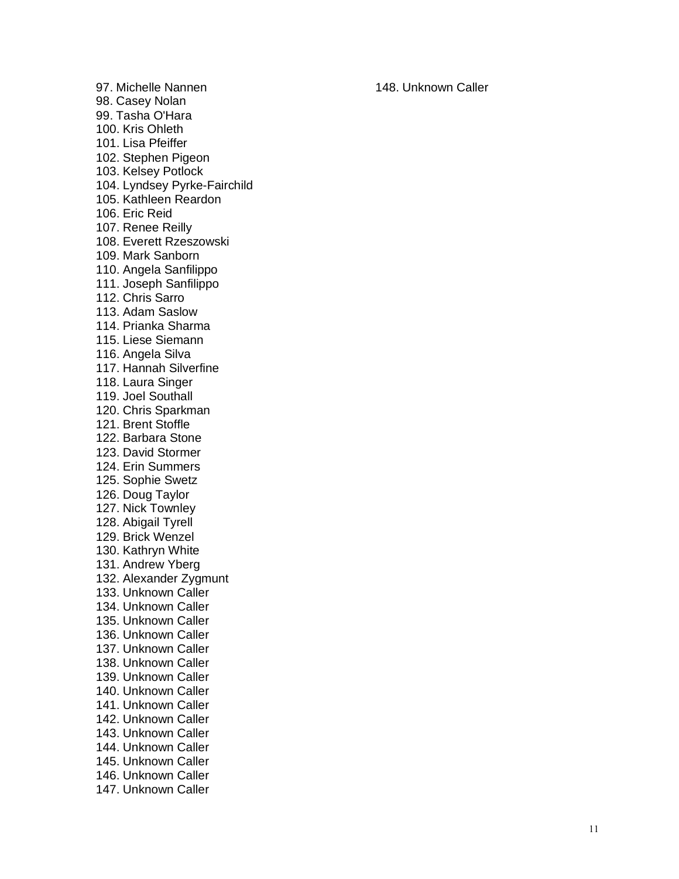97. Michelle Nannen
98. Casey Nolan
99. Tasha O'Hara
100. Kris Ohleth
101. Lisa Pfeiffer
102. Stephen Pigeon
103. Kelsey Potlock
104. Lyndsey Pyrke-Fairchild
105. Kathleen Reardon
106. Eric Reid
107. Renee Reilly
108. Everett Rzeszowski
109. Mark Sanborn
110. Angela Sanfilippo
111. Joseph Sanfilippo
112. Chris Sarro
113. Adam Saslow
114. Prianka Sharma
115. Liese Siemann
116. Angela Silva
117. Hannah Silverfine
118. Laura Singer
119. Joel Southall
120. Chris Sparkman
121. Brent Stoffle
122. Barbara Stone
123. David Stormer
124. Erin Summers
125. Sophie Swetz
126. Doug Taylor
127. Nick Townley
128. Abigail Tyrell
129. Brick Wenzel
130. Kathryn White
131. Andrew Yberg
132. Alexander Zygmunt
133. Unknown Caller
134. Unknown Caller
135. Unknown Caller
136. Unknown Caller
137. Unknown Caller
138. Unknown Caller
139. Unknown Caller
140. Unknown Caller
141. Unknown Caller
142. Unknown Caller
143. Unknown Caller
144. Unknown Caller
145. Unknown Caller
146. Unknown Caller
147. Unknown Caller
148. Unknown Caller